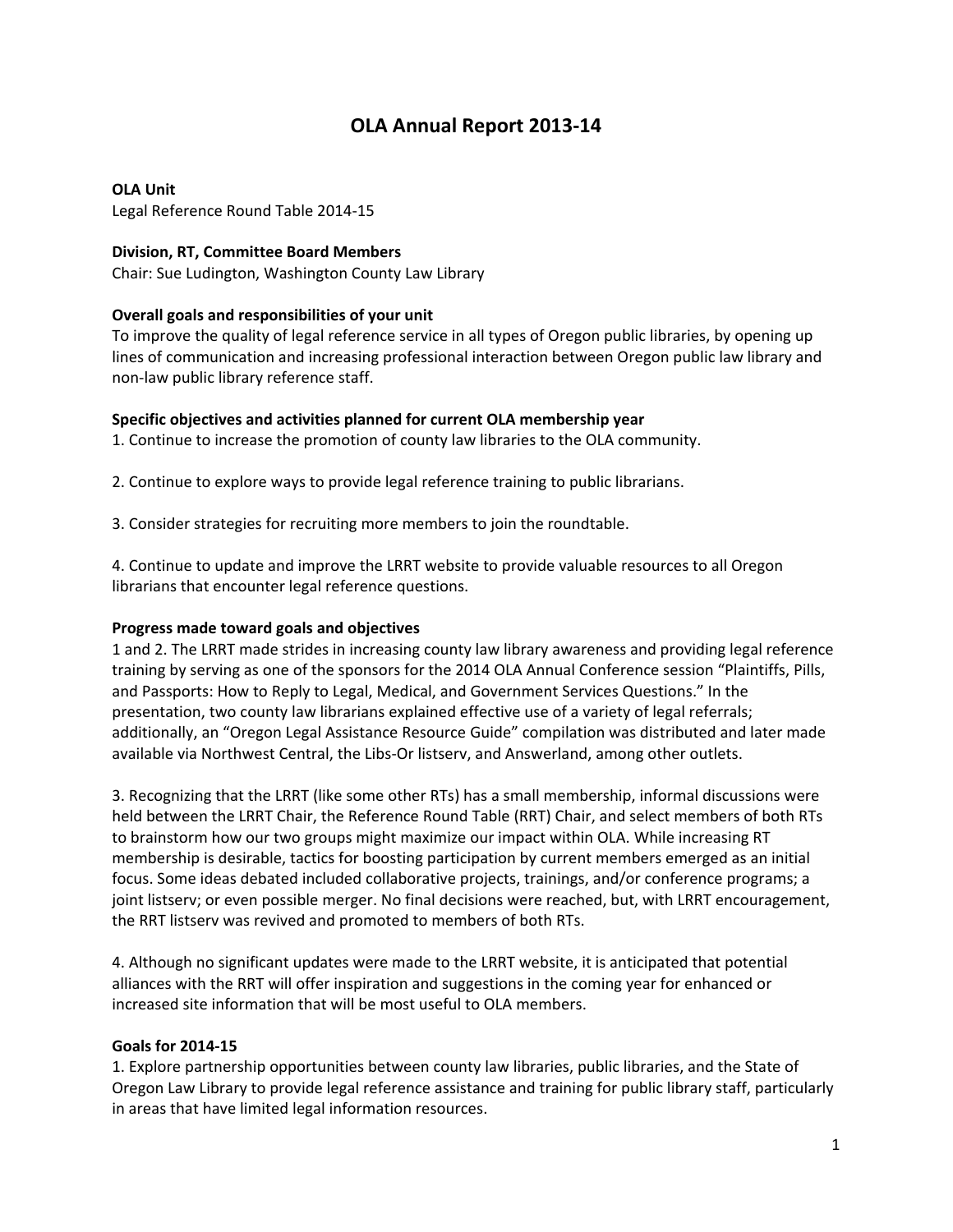# OLA Annual Report 2013-14

**OLA Unit**
Legal Reference Round Table 2014-15

**Division, RT, Committee Board Members**
Chair: Sue Ludington, Washington County Law Library

**Overall goals and responsibilities of your unit**
To improve the quality of legal reference service in all types of Oregon public libraries, by opening up lines of communication and increasing professional interaction between Oregon public law library and non-law public library reference staff.

**Specific objectives and activities planned for current OLA membership year**
1. Continue to increase the promotion of county law libraries to the OLA community.

2. Continue to explore ways to provide legal reference training to public librarians.

3. Consider strategies for recruiting more members to join the roundtable.

4. Continue to update and improve the LRRT website to provide valuable resources to all Oregon librarians that encounter legal reference questions.

**Progress made toward goals and objectives**
1 and 2. The LRRT made strides in increasing county law library awareness and providing legal reference training by serving as one of the sponsors for the 2014 OLA Annual Conference session "Plaintiffs, Pills, and Passports: How to Reply to Legal, Medical, and Government Services Questions." In the presentation, two county law librarians explained effective use of a variety of legal referrals; additionally, an "Oregon Legal Assistance Resource Guide" compilation was distributed and later made available via Northwest Central, the Libs-Or listserv, and Answerland, among other outlets.

3. Recognizing that the LRRT (like some other RTs) has a small membership, informal discussions were held between the LRRT Chair, the Reference Round Table (RRT) Chair, and select members of both RTs to brainstorm how our two groups might maximize our impact within OLA. While increasing RT membership is desirable, tactics for boosting participation by current members emerged as an initial focus. Some ideas debated included collaborative projects, trainings, and/or conference programs; a joint listserv; or even possible merger. No final decisions were reached, but, with LRRT encouragement, the RRT listserv was revived and promoted to members of both RTs.

4. Although no significant updates were made to the LRRT website, it is anticipated that potential alliances with the RRT will offer inspiration and suggestions in the coming year for enhanced or increased site information that will be most useful to OLA members.

**Goals for 2014-15**
1. Explore partnership opportunities between county law libraries, public libraries, and the State of Oregon Law Library to provide legal reference assistance and training for public library staff, particularly in areas that have limited legal information resources.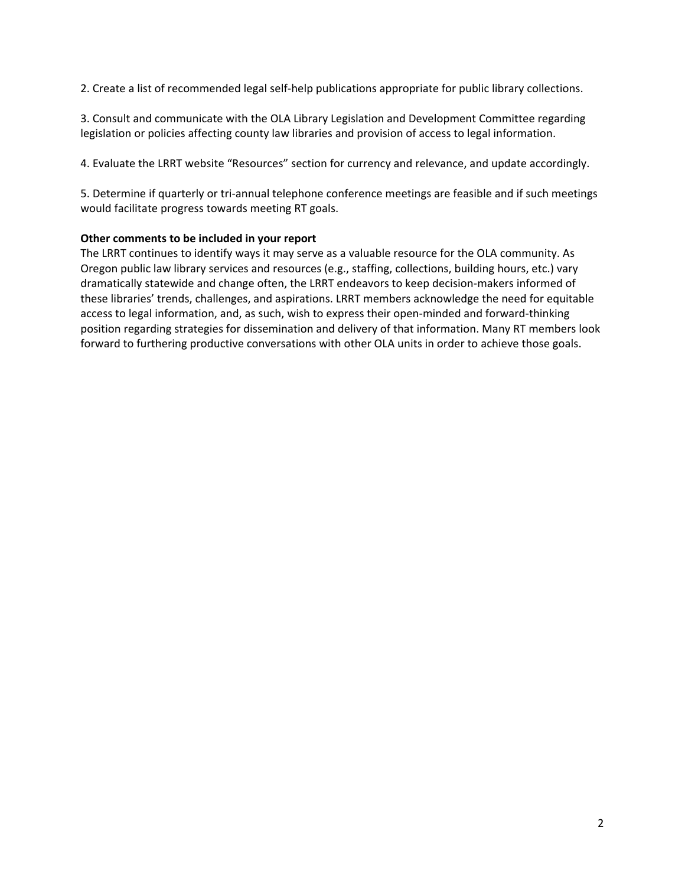2. Create a list of recommended legal self-help publications appropriate for public library collections.

3. Consult and communicate with the OLA Library Legislation and Development Committee regarding legislation or policies affecting county law libraries and provision of access to legal information.

4. Evaluate the LRRT website "Resources" section for currency and relevance, and update accordingly.

5. Determine if quarterly or tri-annual telephone conference meetings are feasible and if such meetings would facilitate progress towards meeting RT goals.

**Other comments to be included in your report**

The LRRT continues to identify ways it may serve as a valuable resource for the OLA community. As Oregon public law library services and resources (e.g., staffing, collections, building hours, etc.) vary dramatically statewide and change often, the LRRT endeavors to keep decision-makers informed of these libraries' trends, challenges, and aspirations. LRRT members acknowledge the need for equitable access to legal information, and, as such, wish to express their open-minded and forward-thinking position regarding strategies for dissemination and delivery of that information. Many RT members look forward to furthering productive conversations with other OLA units in order to achieve those goals.